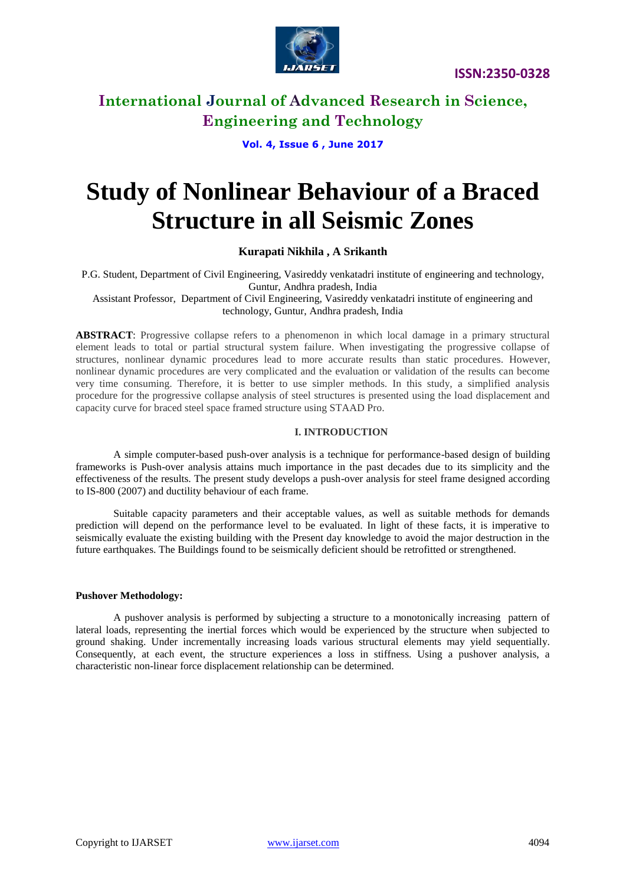# Study of Nonlinear Behaviour of a Braced Structure in all Seismic Zones

**Kurapati Nikhila , A Srikanth**

P.G. Student, Department of Civil Engineering, Vasireddy venkatadri institute of engineering and technology, Guntur, Andhra pradesh, India

Assistant Professor, Department of Civil Engineering, Vasireddy venkatadri institute of engineering and technology, Guntur, Andhra pradesh, India

**ABSTRACT**: Progressive collapse refers to a phenomenon in which local damage in a primary structural element leads to total or partial structural system failure. When investigating the progressive collapse of structures, nonlinear dynamic procedures lead to more accurate results than static procedures. However, nonlinear dynamic procedures are very complicated and the evaluation or validation of the results can become very time consuming. Therefore, it is better to use simpler methods. In this study, a simplified analysis procedure for the progressive collapse analysis of steel structures is presented using the load displacement and capacity curve for braced steel space framed structure using STAAD Pro.

## I. INTRODUCTION

A simple computer-based push-over analysis is a technique for performance-based design of building frameworks is Push-over analysis attains much importance in the past decades due to its simplicity and the effectiveness of the results. The present study develops a push-over analysis for steel frame designed according to IS-800 (2007) and ductility behaviour of each frame.

Suitable capacity parameters and their acceptable values, as well as suitable methods for demands prediction will depend on the performance level to be evaluated. In light of these facts, it is imperative to seismically evaluate the existing building with the Present day knowledge to avoid the major destruction in the future earthquakes. The Buildings found to be seismically deficient should be retrofitted or strengthened.

**Pushover Methodology:**

A pushover analysis is performed by subjecting a structure to a monotonically increasing pattern of lateral loads, representing the inertial forces which would be experienced by the structure when subjected to ground shaking. Under incrementally increasing loads various structural elements may yield sequentially. Consequently, at each event, the structure experiences a loss in stiffness. Using a pushover analysis, a characteristic non-linear force displacement relationship can be determined.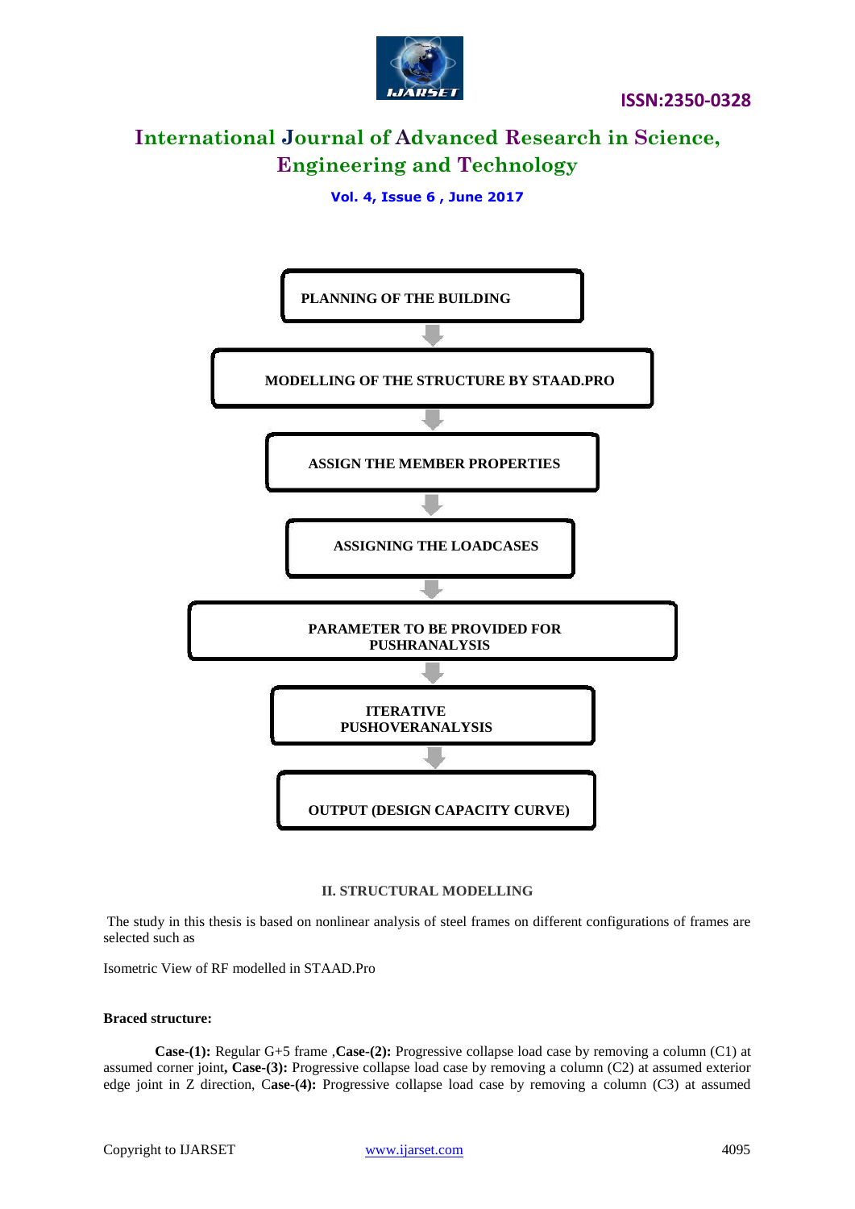PLANNING OF THE BUILDING

↓

MODELLING OF THE STRUCTURE BY STAAD.PRO

↓

ASSIGN THE MEMBER PROPERTIES

↓

ASSIGNING THE LOADCASES

↓

PARAMETER TO BE PROVIDED FOR PUSHRANALYSIS

↓

ITERATIVE PUSHOVERANALYSIS

↓

OUTPUT (DESIGN CAPACITY CURVE)

## II. STRUCTURAL MODELLING

The study in this thesis is based on nonlinear analysis of steel frames on different configurations of frames are selected such as

Isometric View of RF modelled in STAAD.Pro

**Braced structure:**

**Case-(1):** Regular G+5 frame ,**Case-(2):** Progressive collapse load case by removing a column (C1) at assumed corner joint**, Case-(3):** Progressive collapse load case by removing a column (C2) at assumed exterior edge joint in Z direction, C**ase-(4):** Progressive collapse load case by removing a column (C3) at assumed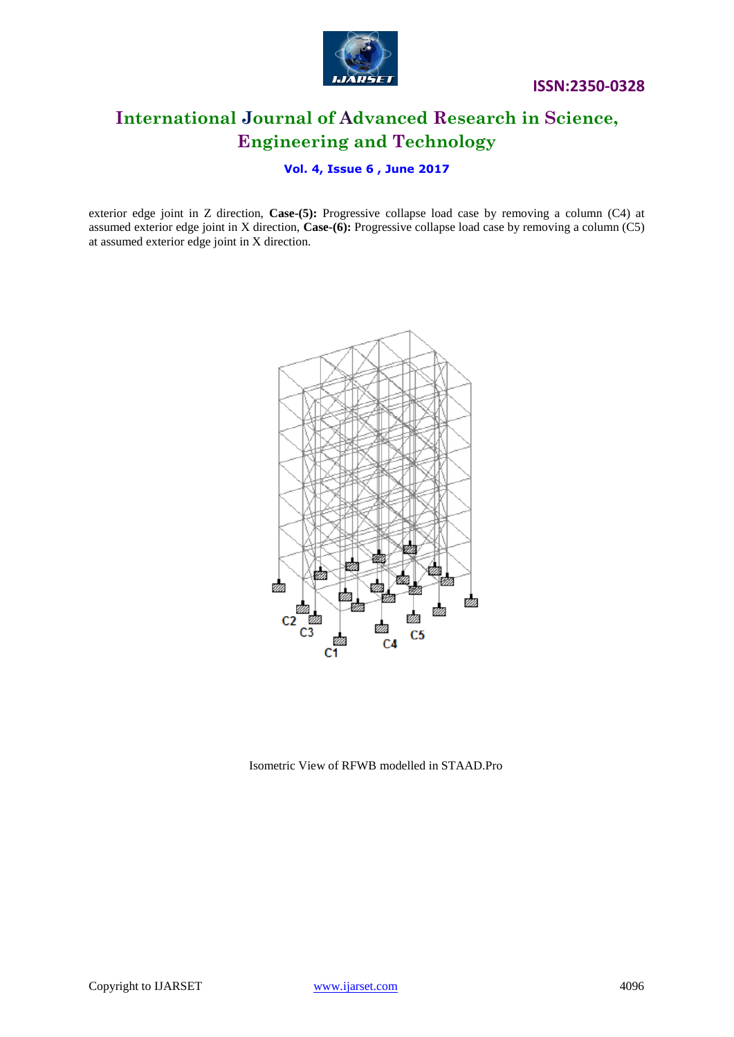exterior edge joint in Z direction, **Case-(5):** Progressive collapse load case by removing a column (C4) at assumed exterior edge joint in X direction, **Case-(6):** Progressive collapse load case by removing a column (C5) at assumed exterior edge joint in X direction.

Isometric View of RFWB modelled in STAAD.Pro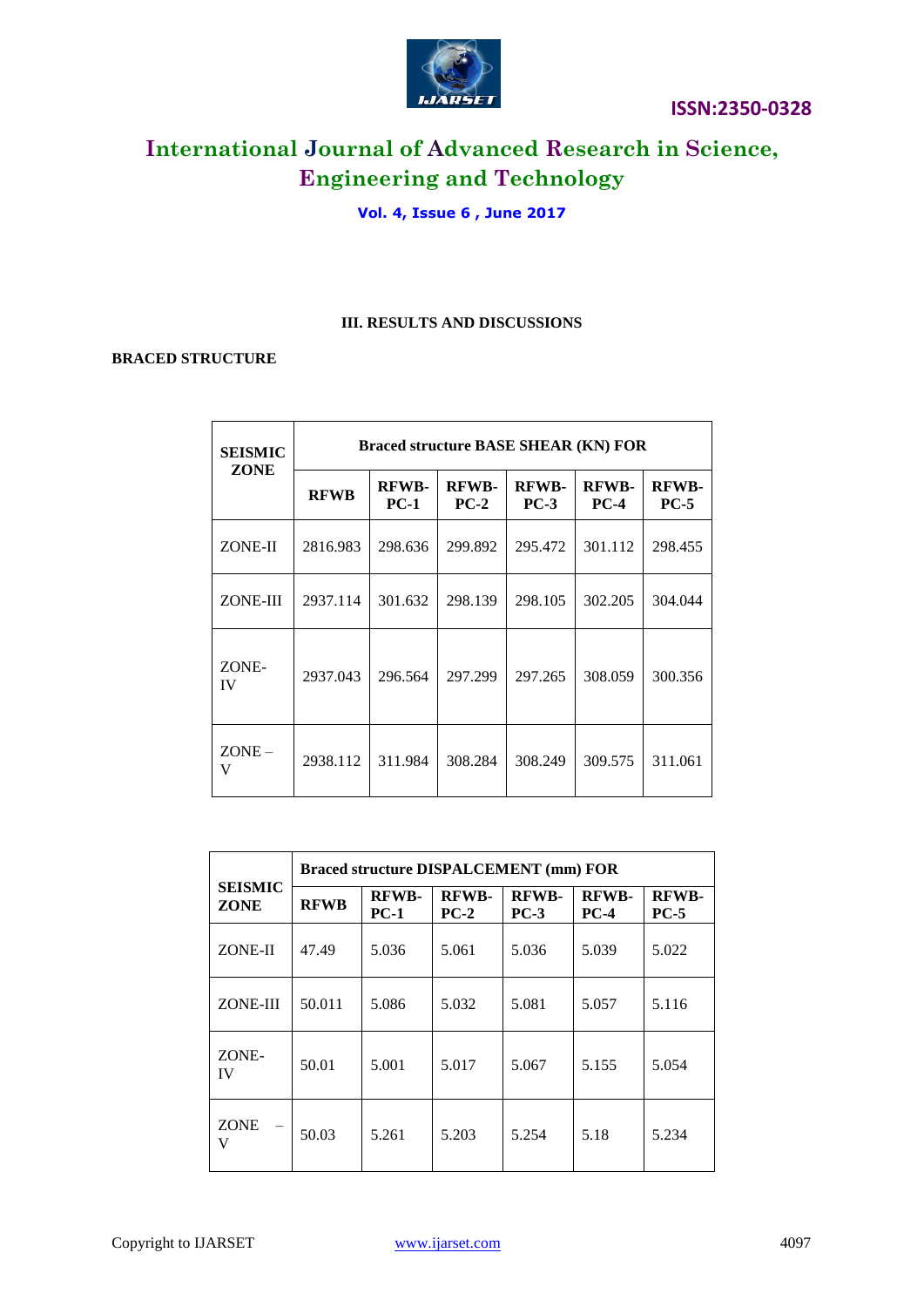## III. RESULTS AND DISCUSSIONS

**BRACED STRUCTURE**

| SEISMIC ZONE | Braced structure BASE SHEAR (KN) FOR | | | | | |
|---|---|---|---|---|---|---|
| | RFWB | RFWB-PC-1 | RFWB-PC-2 | RFWB-PC-3 | RFWB-PC-4 | RFWB-PC-5 |
| ZONE-II | 2816.983 | 298.636 | 299.892 | 295.472 | 301.112 | 298.455 |
| ZONE-III | 2937.114 | 301.632 | 298.139 | 298.105 | 302.205 | 304.044 |
| ZONE-IV | 2937.043 | 296.564 | 297.299 | 297.265 | 308.059 | 300.356 |
| ZONE – V | 2938.112 | 311.984 | 308.284 | 308.249 | 309.575 | 311.061 |

| SEISMIC ZONE | Braced structure DISPALCEMENT (mm) FOR | | | | | |
|---|---|---|---|---|---|---|
| | RFWB | RFWB-PC-1 | RFWB-PC-2 | RFWB-PC-3 | RFWB-PC-4 | RFWB-PC-5 |
| ZONE-II | 47.49 | 5.036 | 5.061 | 5.036 | 5.039 | 5.022 |
| ZONE-III | 50.011 | 5.086 | 5.032 | 5.081 | 5.057 | 5.116 |
| ZONE-IV | 50.01 | 5.001 | 5.017 | 5.067 | 5.155 | 5.054 |
| ZONE – V | 50.03 | 5.261 | 5.203 | 5.254 | 5.18 | 5.234 |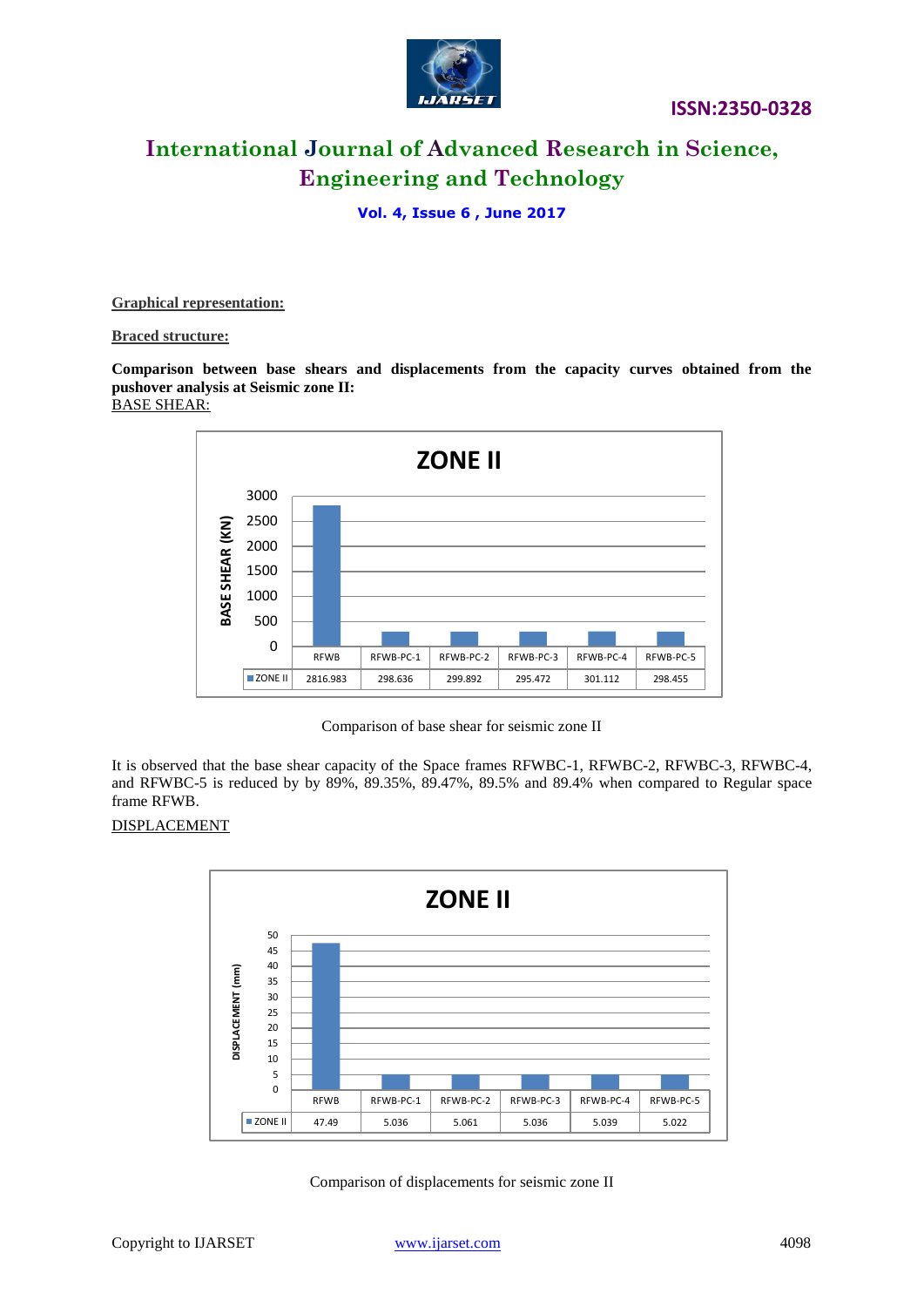**Graphical representation:**

**Braced structure:**

**Comparison between base shears and displacements from the capacity curves obtained from the pushover analysis at Seismic zone II:**

BASE SHEAR:

| | RFWB | RFWB-PC-1 | RFWB-PC-2 | RFWB-PC-3 | RFWB-PC-4 | RFWB-PC-5 |
|---|---|---|---|---|---|---|
| ZONE II | 2816.983 | 298.636 | 299.892 | 295.472 | 301.112 | 298.455 |

Comparison of base shear for seismic zone II

It is observed that the base shear capacity of the Space frames RFWBC-1, RFWBC-2, RFWBC-3, RFWBC-4, and RFWBC-5 is reduced by by 89%, 89.35%, 89.47%, 89.5% and 89.4% when compared to Regular space frame RFWB.

DISPLACEMENT

| | RFWB | RFWB-PC-1 | RFWB-PC-2 | RFWB-PC-3 | RFWB-PC-4 | RFWB-PC-5 |
|---|---|---|---|---|---|---|
| ZONE II | 47.49 | 5.036 | 5.061 | 5.036 | 5.039 | 5.022 |

Comparison of displacements for seismic zone II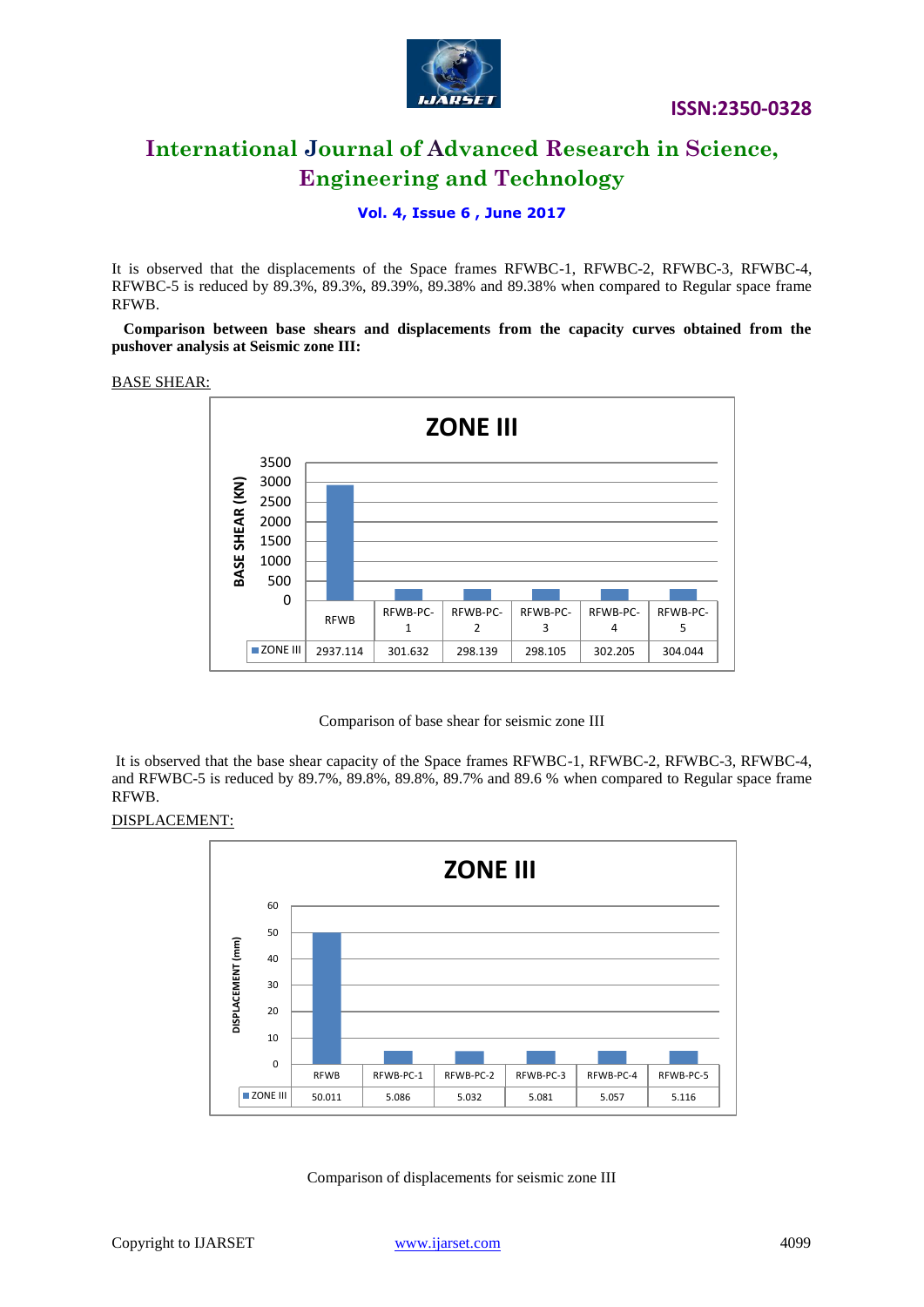It is observed that the displacements of the Space frames RFWBC-1, RFWBC-2, RFWBC-3, RFWBC-4, RFWBC-5 is reduced by 89.3%, 89.3%, 89.39%, 89.38% and 89.38% when compared to Regular space frame RFWB.

**Comparison between base shears and displacements from the capacity curves obtained from the pushover analysis at Seismic zone III:**

BASE SHEAR:

| | RFWB | RFWB-PC-1 | RFWB-PC-2 | RFWB-PC-3 | RFWB-PC-4 | RFWB-PC-5 |
|---|---|---|---|---|---|---|
| ZONE III | 2937.114 | 301.632 | 298.139 | 298.105 | 302.205 | 304.044 |

Comparison of base shear for seismic zone III

It is observed that the base shear capacity of the Space frames RFWBC-1, RFWBC-2, RFWBC-3, RFWBC-4, and RFWBC-5 is reduced by 89.7%, 89.8%, 89.8%, 89.7% and 89.6 % when compared to Regular space frame RFWB.

DISPLACEMENT:

| | RFWB | RFWB-PC-1 | RFWB-PC-2 | RFWB-PC-3 | RFWB-PC-4 | RFWB-PC-5 |
|---|---|---|---|---|---|---|
| ZONE III | 50.011 | 5.086 | 5.032 | 5.081 | 5.057 | 5.116 |

Comparison of displacements for seismic zone III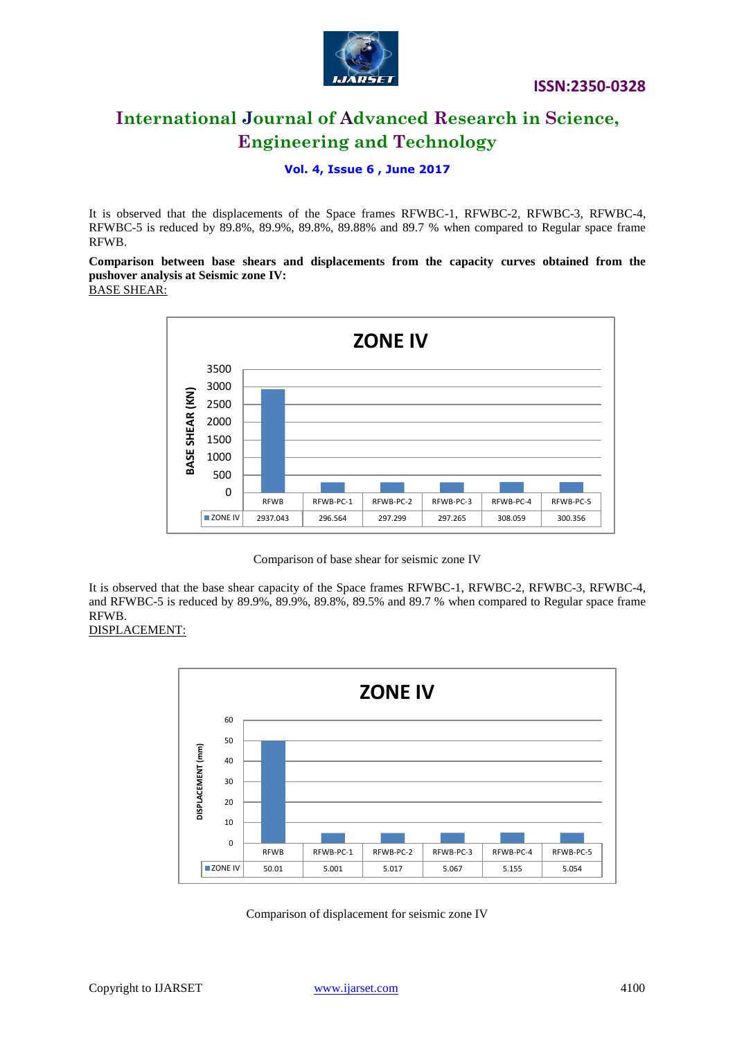It is observed that the displacements of the Space frames RFWBC-1, RFWBC-2, RFWBC-3, RFWBC-4, RFWBC-5 is reduced by 89.8%, 89.9%, 89.8%, 89.88% and 89.7 % when compared to Regular space frame RFWB.

**Comparison between base shears and displacements from the capacity curves obtained from the pushover analysis at Seismic zone IV:**

BASE SHEAR:

**ZONE IV**

| | RFWB | RFWB-PC-1 | RFWB-PC-2 | RFWB-PC-3 | RFWB-PC-4 | RFWB-PC-5 |
|---|---|---|---|---|---|---|
| ZONE IV | 2937.043 | 296.564 | 297.299 | 297.265 | 308.059 | 300.356 |

Comparison of base shear for seismic zone IV

It is observed that the base shear capacity of the Space frames RFWBC-1, RFWBC-2, RFWBC-3, RFWBC-4, and RFWBC-5 is reduced by 89.9%, 89.9%, 89.8%, 89.5% and 89.7 % when compared to Regular space frame RFWB.

DISPLACEMENT:

**ZONE IV**

| | RFWB | RFWB-PC-1 | RFWB-PC-2 | RFWB-PC-3 | RFWB-PC-4 | RFWB-PC-5 |
|---|---|---|---|---|---|---|
| ZONE IV | 50.01 | 5.001 | 5.017 | 5.067 | 5.155 | 5.054 |

Comparison of displacement for seismic zone IV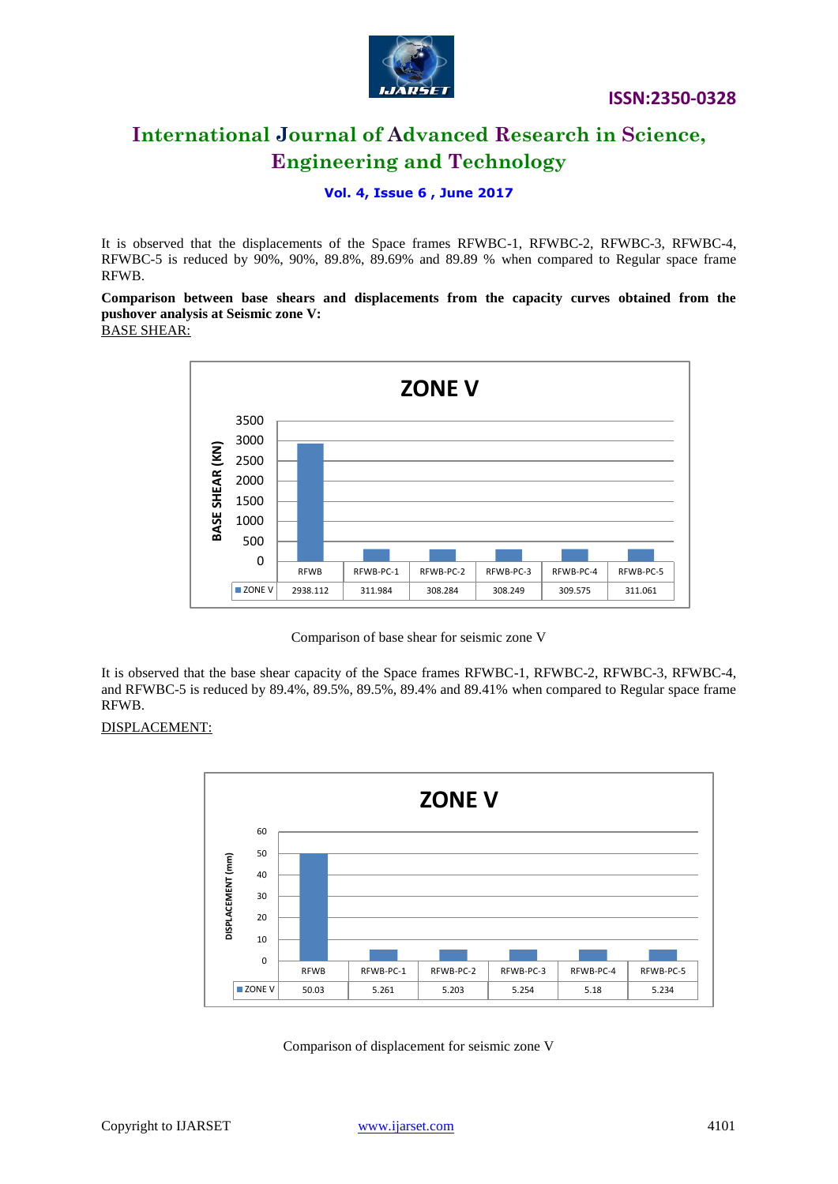It is observed that the displacements of the Space frames RFWBC-1, RFWBC-2, RFWBC-3, RFWBC-4, RFWBC-5 is reduced by 90%, 90%, 89.8%, 89.69% and 89.89 % when compared to Regular space frame RFWB.

**Comparison between base shears and displacements from the capacity curves obtained from the pushover analysis at Seismic zone V:**

BASE SHEAR:

**ZONE V**

| | RFWB | RFWB-PC-1 | RFWB-PC-2 | RFWB-PC-3 | RFWB-PC-4 | RFWB-PC-5 |
|---|---|---|---|---|---|---|
| ZONE V | 2938.112 | 311.984 | 308.284 | 308.249 | 309.575 | 311.061 |

Comparison of base shear for seismic zone V

It is observed that the base shear capacity of the Space frames RFWBC-1, RFWBC-2, RFWBC-3, RFWBC-4, and RFWBC-5 is reduced by 89.4%, 89.5%, 89.5%, 89.4% and 89.41% when compared to Regular space frame RFWB.

DISPLACEMENT:

**ZONE V**

| | RFWB | RFWB-PC-1 | RFWB-PC-2 | RFWB-PC-3 | RFWB-PC-4 | RFWB-PC-5 |
|---|---|---|---|---|---|---|
| ZONE V | 50.03 | 5.261 | 5.203 | 5.254 | 5.18 | 5.234 |

Comparison of displacement for seismic zone V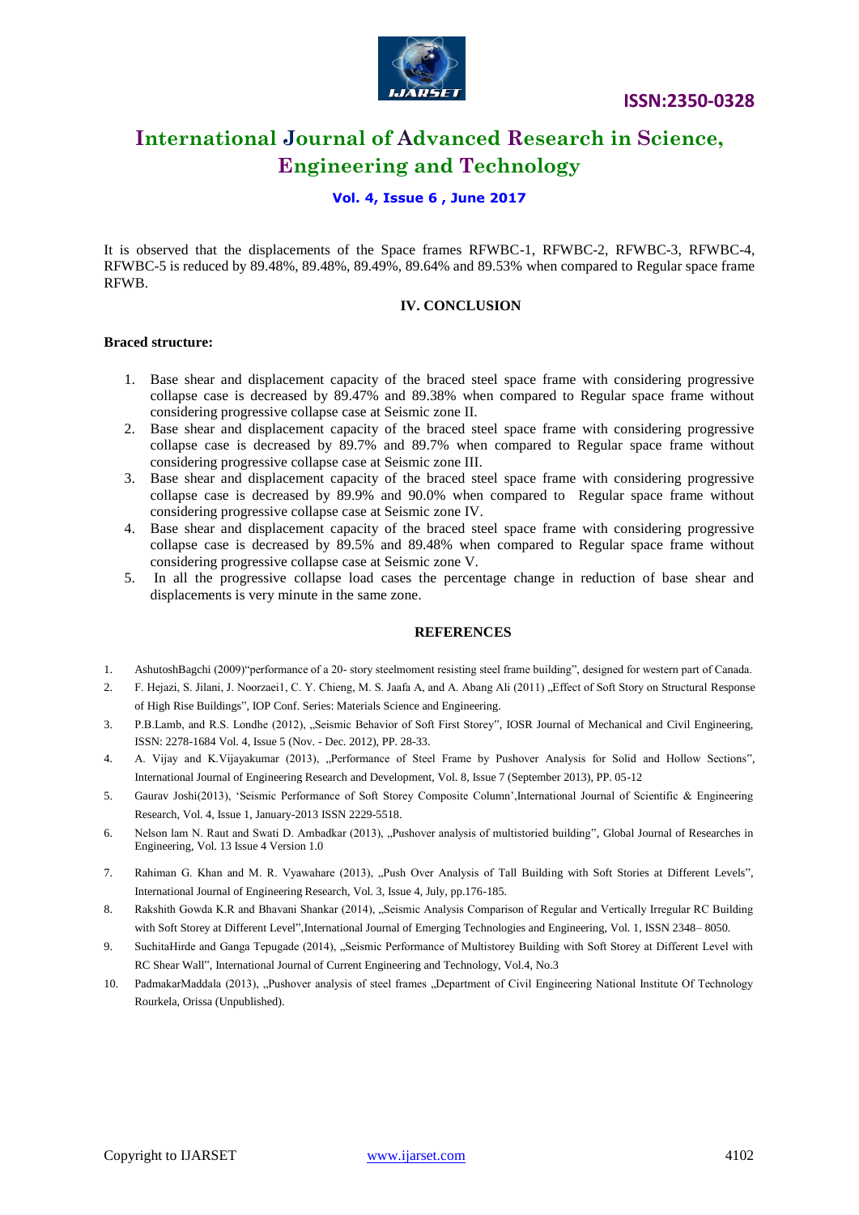It is observed that the displacements of the Space frames RFWBC-1, RFWBC-2, RFWBC-3, RFWBC-4, RFWBC-5 is reduced by 89.48%, 89.48%, 89.49%, 89.64% and 89.53% when compared to Regular space frame RFWB.

## IV. CONCLUSION

**Braced structure:**

1. Base shear and displacement capacity of the braced steel space frame with considering progressive collapse case is decreased by 89.47% and 89.38% when compared to Regular space frame without considering progressive collapse case at Seismic zone II.
2. Base shear and displacement capacity of the braced steel space frame with considering progressive collapse case is decreased by 89.7% and 89.7% when compared to Regular space frame without considering progressive collapse case at Seismic zone III.
3. Base shear and displacement capacity of the braced steel space frame with considering progressive collapse case is decreased by 89.9% and 90.0% when compared to Regular space frame without considering progressive collapse case at Seismic zone IV.
4. Base shear and displacement capacity of the braced steel space frame with considering progressive collapse case is decreased by 89.5% and 89.48% when compared to Regular space frame without considering progressive collapse case at Seismic zone V.
5. In all the progressive collapse load cases the percentage change in reduction of base shear and displacements is very minute in the same zone.

## REFERENCES

1. AshutoshBagchi (2009)"performance of a 20- story steelmoment resisting steel frame building", designed for western part of Canada.
2. F. Hejazi, S. Jilani, J. Noorzaei1, C. Y. Chieng, M. S. Jaafa A, and A. Abang Ali (2011) „Effect of Soft Story on Structural Response of High Rise Buildings", IOP Conf. Series: Materials Science and Engineering.
3. P.B.Lamb, and R.S. Londhe (2012), „Seismic Behavior of Soft First Storey", IOSR Journal of Mechanical and Civil Engineering, ISSN: 2278-1684 Vol. 4, Issue 5 (Nov. - Dec. 2012), PP. 28-33.
4. A. Vijay and K.Vijayakumar (2013), „Performance of Steel Frame by Pushover Analysis for Solid and Hollow Sections", International Journal of Engineering Research and Development, Vol. 8, Issue 7 (September 2013), PP. 05-12
5. Gaurav Joshi(2013), 'Seismic Performance of Soft Storey Composite Column',International Journal of Scientific & Engineering Research, Vol. 4, Issue 1, January-2013 ISSN 2229-5518.
6. Nelson lam N. Raut and Swati D. Ambadkar (2013), „Pushover analysis of multistoried building", Global Journal of Researches in Engineering, Vol. 13 Issue 4 Version 1.0
7. Rahiman G. Khan and M. R. Vyawahare (2013), „Push Over Analysis of Tall Building with Soft Stories at Different Levels", International Journal of Engineering Research, Vol. 3, Issue 4, July, pp.176-185.
8. Rakshith Gowda K.R and Bhavani Shankar (2014), „Seismic Analysis Comparison of Regular and Vertically Irregular RC Building with Soft Storey at Different Level",International Journal of Emerging Technologies and Engineering, Vol. 1, ISSN 2348– 8050.
9. SuchitaHirde and Ganga Tepugade (2014), „Seismic Performance of Multistorey Building with Soft Storey at Different Level with RC Shear Wall", International Journal of Current Engineering and Technology, Vol.4, No.3
10. PadmakarMaddala (2013), „Pushover analysis of steel frames „Department of Civil Engineering National Institute Of Technology Rourkela, Orissa (Unpublished).